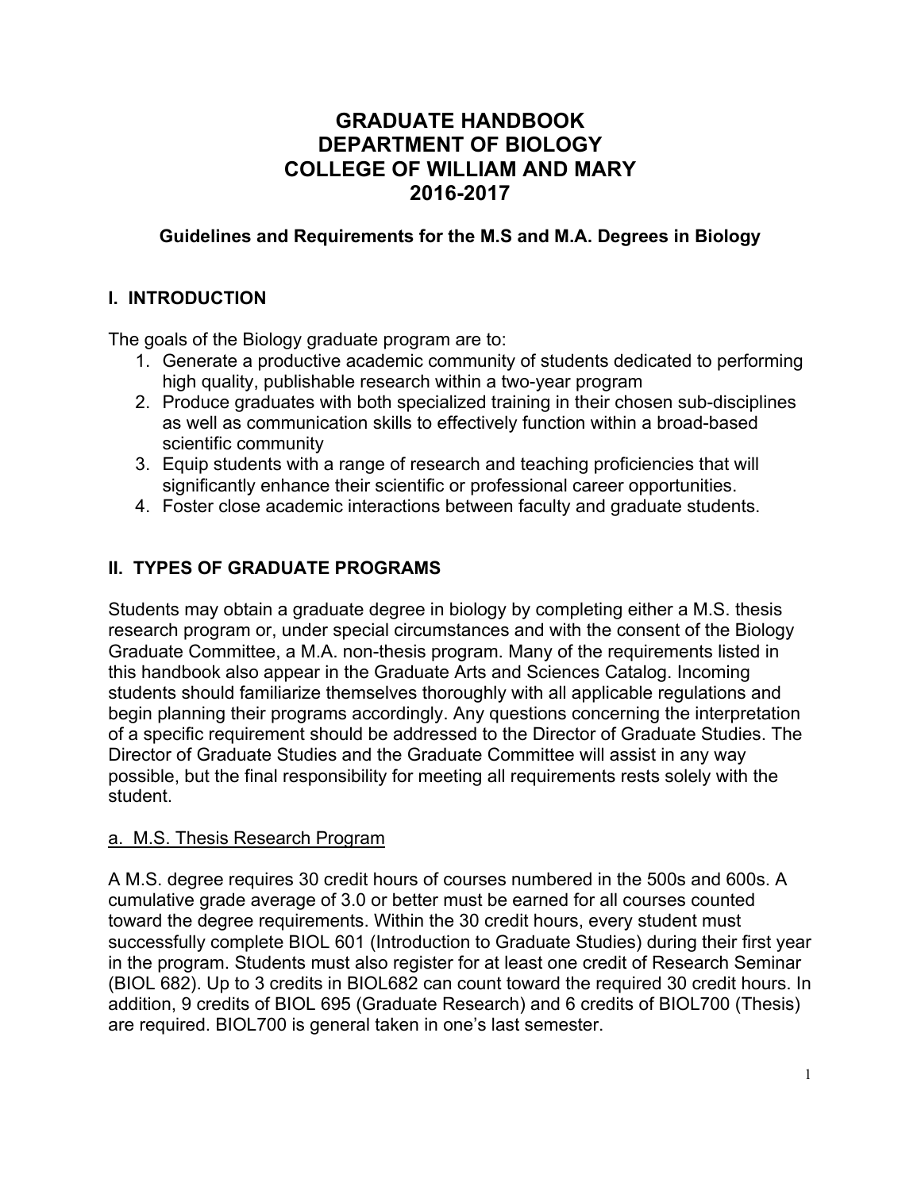# GRADUATE HANDBOOK
# DEPARTMENT OF BIOLOGY
# COLLEGE OF WILLIAM AND MARY
# 2016-2017

### Guidelines and Requirements for the M.S and M.A. Degrees in Biology

## I. INTRODUCTION

The goals of the Biology graduate program are to:

1. Generate a productive academic community of students dedicated to performing high quality, publishable research within a two-year program
2. Produce graduates with both specialized training in their chosen sub-disciplines as well as communication skills to effectively function within a broad-based scientific community
3. Equip students with a range of research and teaching proficiencies that will significantly enhance their scientific or professional career opportunities.
4. Foster close academic interactions between faculty and graduate students.

## II. TYPES OF GRADUATE PROGRAMS

Students may obtain a graduate degree in biology by completing either a M.S. thesis research program or, under special circumstances and with the consent of the Biology Graduate Committee, a M.A. non-thesis program. Many of the requirements listed in this handbook also appear in the Graduate Arts and Sciences Catalog. Incoming students should familiarize themselves thoroughly with all applicable regulations and begin planning their programs accordingly. Any questions concerning the interpretation of a specific requirement should be addressed to the Director of Graduate Studies. The Director of Graduate Studies and the Graduate Committee will assist in any way possible, but the final responsibility for meeting all requirements rests solely with the student.

### a. M.S. Thesis Research Program

A M.S. degree requires 30 credit hours of courses numbered in the 500s and 600s. A cumulative grade average of 3.0 or better must be earned for all courses counted toward the degree requirements. Within the 30 credit hours, every student must successfully complete BIOL 601 (Introduction to Graduate Studies) during their first year in the program. Students must also register for at least one credit of Research Seminar (BIOL 682). Up to 3 credits in BIOL682 can count toward the required 30 credit hours. In addition, 9 credits of BIOL 695 (Graduate Research) and 6 credits of BIOL700 (Thesis) are required. BIOL700 is general taken in one's last semester.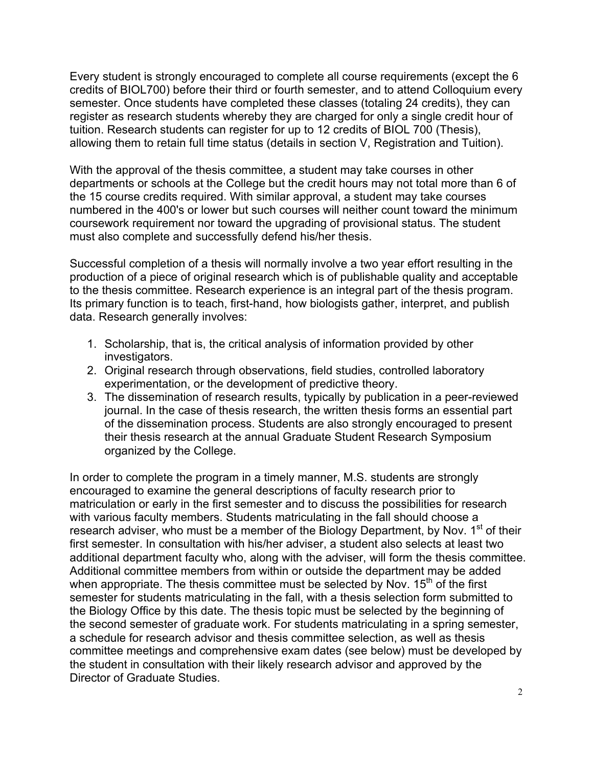Every student is strongly encouraged to complete all course requirements (except the 6 credits of BIOL700) before their third or fourth semester, and to attend Colloquium every semester. Once students have completed these classes (totaling 24 credits), they can register as research students whereby they are charged for only a single credit hour of tuition. Research students can register for up to 12 credits of BIOL 700 (Thesis), allowing them to retain full time status (details in section V, Registration and Tuition).

With the approval of the thesis committee, a student may take courses in other departments or schools at the College but the credit hours may not total more than 6 of the 15 course credits required. With similar approval, a student may take courses numbered in the 400's or lower but such courses will neither count toward the minimum coursework requirement nor toward the upgrading of provisional status. The student must also complete and successfully defend his/her thesis.

Successful completion of a thesis will normally involve a two year effort resulting in the production of a piece of original research which is of publishable quality and acceptable to the thesis committee. Research experience is an integral part of the thesis program. Its primary function is to teach, first-hand, how biologists gather, interpret, and publish data. Research generally involves:

1. Scholarship, that is, the critical analysis of information provided by other investigators.
2. Original research through observations, field studies, controlled laboratory experimentation, or the development of predictive theory.
3. The dissemination of research results, typically by publication in a peer-reviewed journal. In the case of thesis research, the written thesis forms an essential part of the dissemination process. Students are also strongly encouraged to present their thesis research at the annual Graduate Student Research Symposium organized by the College.

In order to complete the program in a timely manner, M.S. students are strongly encouraged to examine the general descriptions of faculty research prior to matriculation or early in the first semester and to discuss the possibilities for research with various faculty members. Students matriculating in the fall should choose a research adviser, who must be a member of the Biology Department, by Nov. 1st of their first semester. In consultation with his/her adviser, a student also selects at least two additional department faculty who, along with the adviser, will form the thesis committee. Additional committee members from within or outside the department may be added when appropriate. The thesis committee must be selected by Nov. 15th of the first semester for students matriculating in the fall, with a thesis selection form submitted to the Biology Office by this date. The thesis topic must be selected by the beginning of the second semester of graduate work. For students matriculating in a spring semester, a schedule for research advisor and thesis committee selection, as well as thesis committee meetings and comprehensive exam dates (see below) must be developed by the student in consultation with their likely research advisor and approved by the Director of Graduate Studies.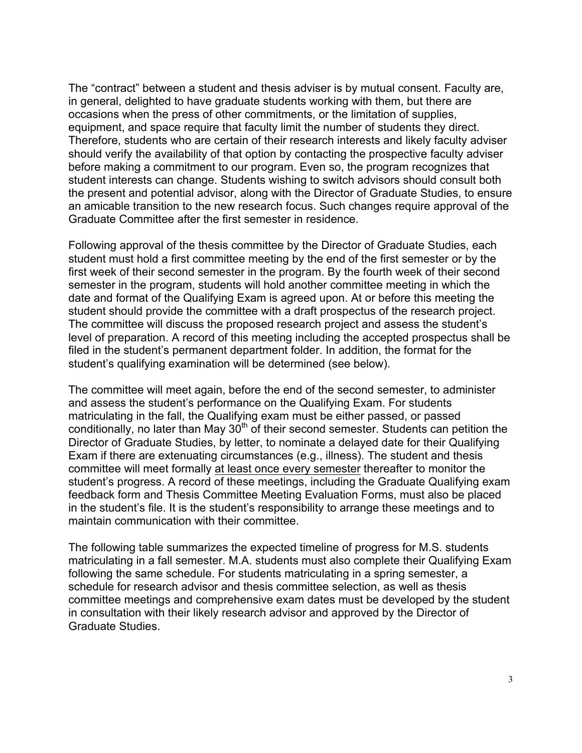The “contract” between a student and thesis adviser is by mutual consent. Faculty are, in general, delighted to have graduate students working with them, but there are occasions when the press of other commitments, or the limitation of supplies, equipment, and space require that faculty limit the number of students they direct. Therefore, students who are certain of their research interests and likely faculty adviser should verify the availability of that option by contacting the prospective faculty adviser before making a commitment to our program. Even so, the program recognizes that student interests can change. Students wishing to switch advisors should consult both the present and potential advisor, along with the Director of Graduate Studies, to ensure an amicable transition to the new research focus. Such changes require approval of the Graduate Committee after the first semester in residence.

Following approval of the thesis committee by the Director of Graduate Studies, each student must hold a first committee meeting by the end of the first semester or by the first week of their second semester in the program. By the fourth week of their second semester in the program, students will hold another committee meeting in which the date and format of the Qualifying Exam is agreed upon. At or before this meeting the student should provide the committee with a draft prospectus of the research project. The committee will discuss the proposed research project and assess the student’s level of preparation. A record of this meeting including the accepted prospectus shall be filed in the student’s permanent department folder. In addition, the format for the student’s qualifying examination will be determined (see below).

The committee will meet again, before the end of the second semester, to administer and assess the student’s performance on the Qualifying Exam. For students matriculating in the fall, the Qualifying exam must be either passed, or passed conditionally, no later than May 30th of their second semester. Students can petition the Director of Graduate Studies, by letter, to nominate a delayed date for their Qualifying Exam if there are extenuating circumstances (e.g., illness). The student and thesis committee will meet formally <u>at least once every semester</u> thereafter to monitor the student’s progress. A record of these meetings, including the Graduate Qualifying exam feedback form and Thesis Committee Meeting Evaluation Forms, must also be placed in the student’s file. It is the student’s responsibility to arrange these meetings and to maintain communication with their committee.

The following table summarizes the expected timeline of progress for M.S. students matriculating in a fall semester. M.A. students must also complete their Qualifying Exam following the same schedule. For students matriculating in a spring semester, a schedule for research advisor and thesis committee selection, as well as thesis committee meetings and comprehensive exam dates must be developed by the student in consultation with their likely research advisor and approved by the Director of Graduate Studies.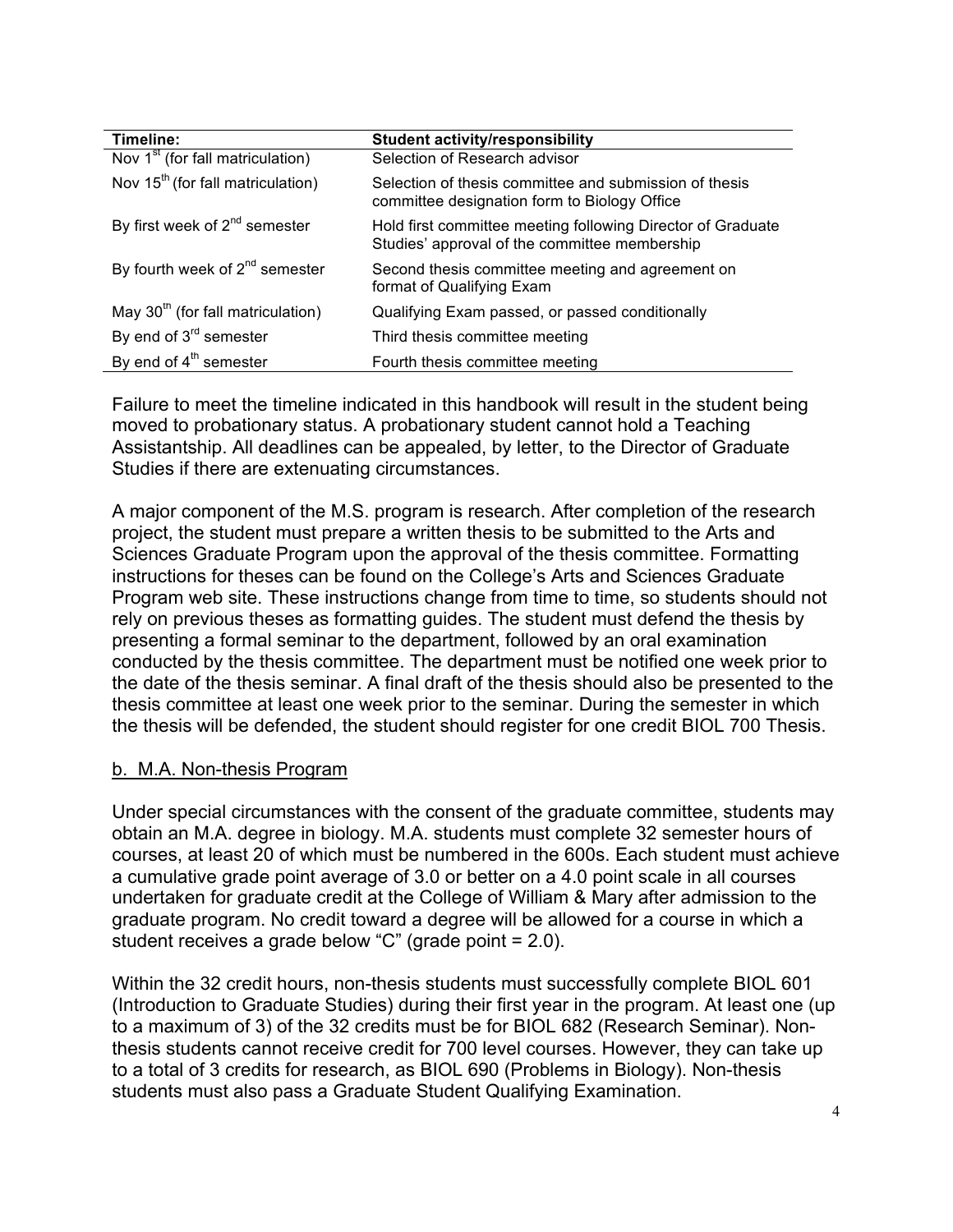| Timeline: | Student activity/responsibility |
| --- | --- |
| Nov 1st (for fall matriculation) | Selection of Research advisor |
| Nov 15th (for fall matriculation) | Selection of thesis committee and submission of thesis committee designation form to Biology Office |
| By first week of 2nd semester | Hold first committee meeting following Director of Graduate Studies' approval of the committee membership |
| By fourth week of 2nd semester | Second thesis committee meeting and agreement on format of Qualifying Exam |
| May 30th (for fall matriculation) | Qualifying Exam passed, or passed conditionally |
| By end of 3rd semester | Third thesis committee meeting |
| By end of 4th semester | Fourth thesis committee meeting |

Failure to meet the timeline indicated in this handbook will result in the student being moved to probationary status. A probationary student cannot hold a Teaching Assistantship. All deadlines can be appealed, by letter, to the Director of Graduate Studies if there are extenuating circumstances.

A major component of the M.S. program is research. After completion of the research project, the student must prepare a written thesis to be submitted to the Arts and Sciences Graduate Program upon the approval of the thesis committee. Formatting instructions for theses can be found on the College's Arts and Sciences Graduate Program web site. These instructions change from time to time, so students should not rely on previous theses as formatting guides. The student must defend the thesis by presenting a formal seminar to the department, followed by an oral examination conducted by the thesis committee. The department must be notified one week prior to the date of the thesis seminar. A final draft of the thesis should also be presented to the thesis committee at least one week prior to the seminar. During the semester in which the thesis will be defended, the student should register for one credit BIOL 700 Thesis.

## b. M.A. Non-thesis Program

Under special circumstances with the consent of the graduate committee, students may obtain an M.A. degree in biology. M.A. students must complete 32 semester hours of courses, at least 20 of which must be numbered in the 600s. Each student must achieve a cumulative grade point average of 3.0 or better on a 4.0 point scale in all courses undertaken for graduate credit at the College of William & Mary after admission to the graduate program. No credit toward a degree will be allowed for a course in which a student receives a grade below "C" (grade point = 2.0).

Within the 32 credit hours, non-thesis students must successfully complete BIOL 601 (Introduction to Graduate Studies) during their first year in the program. At least one (up to a maximum of 3) of the 32 credits must be for BIOL 682 (Research Seminar). Non-thesis students cannot receive credit for 700 level courses. However, they can take up to a total of 3 credits for research, as BIOL 690 (Problems in Biology). Non-thesis students must also pass a Graduate Student Qualifying Examination.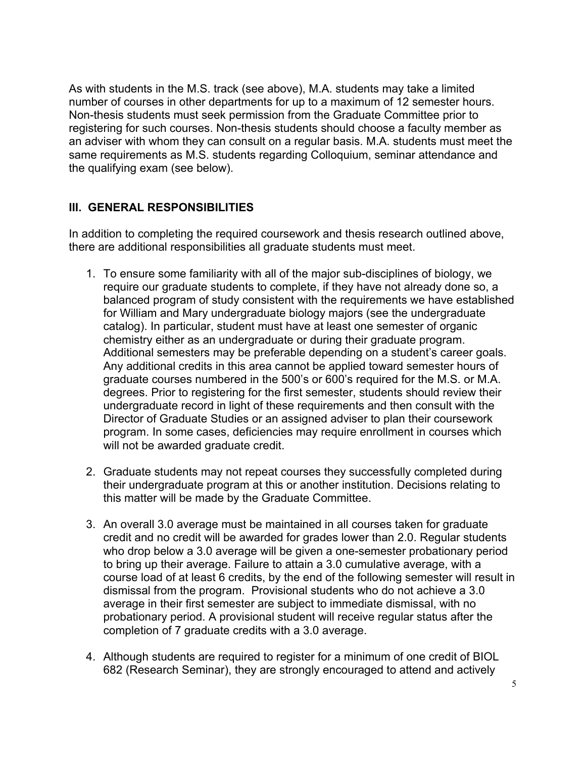As with students in the M.S. track (see above), M.A. students may take a limited number of courses in other departments for up to a maximum of 12 semester hours. Non-thesis students must seek permission from the Graduate Committee prior to registering for such courses. Non-thesis students should choose a faculty member as an adviser with whom they can consult on a regular basis. M.A. students must meet the same requirements as M.S. students regarding Colloquium, seminar attendance and the qualifying exam (see below).

## III. GENERAL RESPONSIBILITIES

In addition to completing the required coursework and thesis research outlined above, there are additional responsibilities all graduate students must meet.

1. To ensure some familiarity with all of the major sub-disciplines of biology, we require our graduate students to complete, if they have not already done so, a balanced program of study consistent with the requirements we have established for William and Mary undergraduate biology majors (see the undergraduate catalog). In particular, student must have at least one semester of organic chemistry either as an undergraduate or during their graduate program. Additional semesters may be preferable depending on a student's career goals. Any additional credits in this area cannot be applied toward semester hours of graduate courses numbered in the 500's or 600's required for the M.S. or M.A. degrees. Prior to registering for the first semester, students should review their undergraduate record in light of these requirements and then consult with the Director of Graduate Studies or an assigned adviser to plan their coursework program. In some cases, deficiencies may require enrollment in courses which will not be awarded graduate credit.

2. Graduate students may not repeat courses they successfully completed during their undergraduate program at this or another institution. Decisions relating to this matter will be made by the Graduate Committee.

3. An overall 3.0 average must be maintained in all courses taken for graduate credit and no credit will be awarded for grades lower than 2.0. Regular students who drop below a 3.0 average will be given a one-semester probationary period to bring up their average. Failure to attain a 3.0 cumulative average, with a course load of at least 6 credits, by the end of the following semester will result in dismissal from the program. Provisional students who do not achieve a 3.0 average in their first semester are subject to immediate dismissal, with no probationary period. A provisional student will receive regular status after the completion of 7 graduate credits with a 3.0 average.

4. Although students are required to register for a minimum of one credit of BIOL 682 (Research Seminar), they are strongly encouraged to attend and actively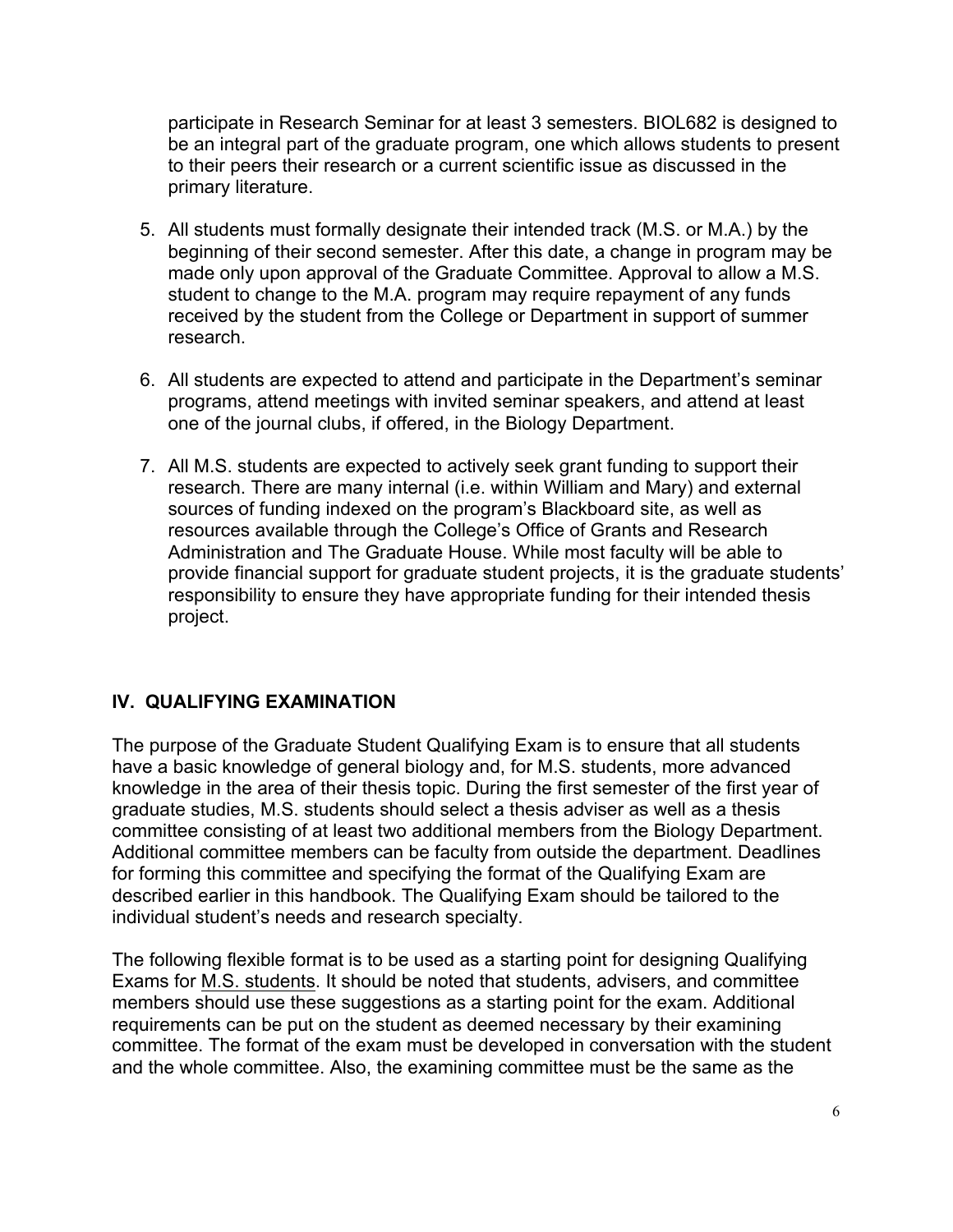participate in Research Seminar for at least 3 semesters. BIOL682 is designed to be an integral part of the graduate program, one which allows students to present to their peers their research or a current scientific issue as discussed in the primary literature.

5. All students must formally designate their intended track (M.S. or M.A.) by the beginning of their second semester. After this date, a change in program may be made only upon approval of the Graduate Committee. Approval to allow a M.S. student to change to the M.A. program may require repayment of any funds received by the student from the College or Department in support of summer research.

6. All students are expected to attend and participate in the Department's seminar programs, attend meetings with invited seminar speakers, and attend at least one of the journal clubs, if offered, in the Biology Department.

7. All M.S. students are expected to actively seek grant funding to support their research. There are many internal (i.e. within William and Mary) and external sources of funding indexed on the program's Blackboard site, as well as resources available through the College's Office of Grants and Research Administration and The Graduate House. While most faculty will be able to provide financial support for graduate student projects, it is the graduate students' responsibility to ensure they have appropriate funding for their intended thesis project.

## IV. QUALIFYING EXAMINATION

The purpose of the Graduate Student Qualifying Exam is to ensure that all students have a basic knowledge of general biology and, for M.S. students, more advanced knowledge in the area of their thesis topic. During the first semester of the first year of graduate studies, M.S. students should select a thesis adviser as well as a thesis committee consisting of at least two additional members from the Biology Department. Additional committee members can be faculty from outside the department. Deadlines for forming this committee and specifying the format of the Qualifying Exam are described earlier in this handbook. The Qualifying Exam should be tailored to the individual student's needs and research specialty.

The following flexible format is to be used as a starting point for designing Qualifying Exams for M.S. students. It should be noted that students, advisers, and committee members should use these suggestions as a starting point for the exam. Additional requirements can be put on the student as deemed necessary by their examining committee. The format of the exam must be developed in conversation with the student and the whole committee. Also, the examining committee must be the same as the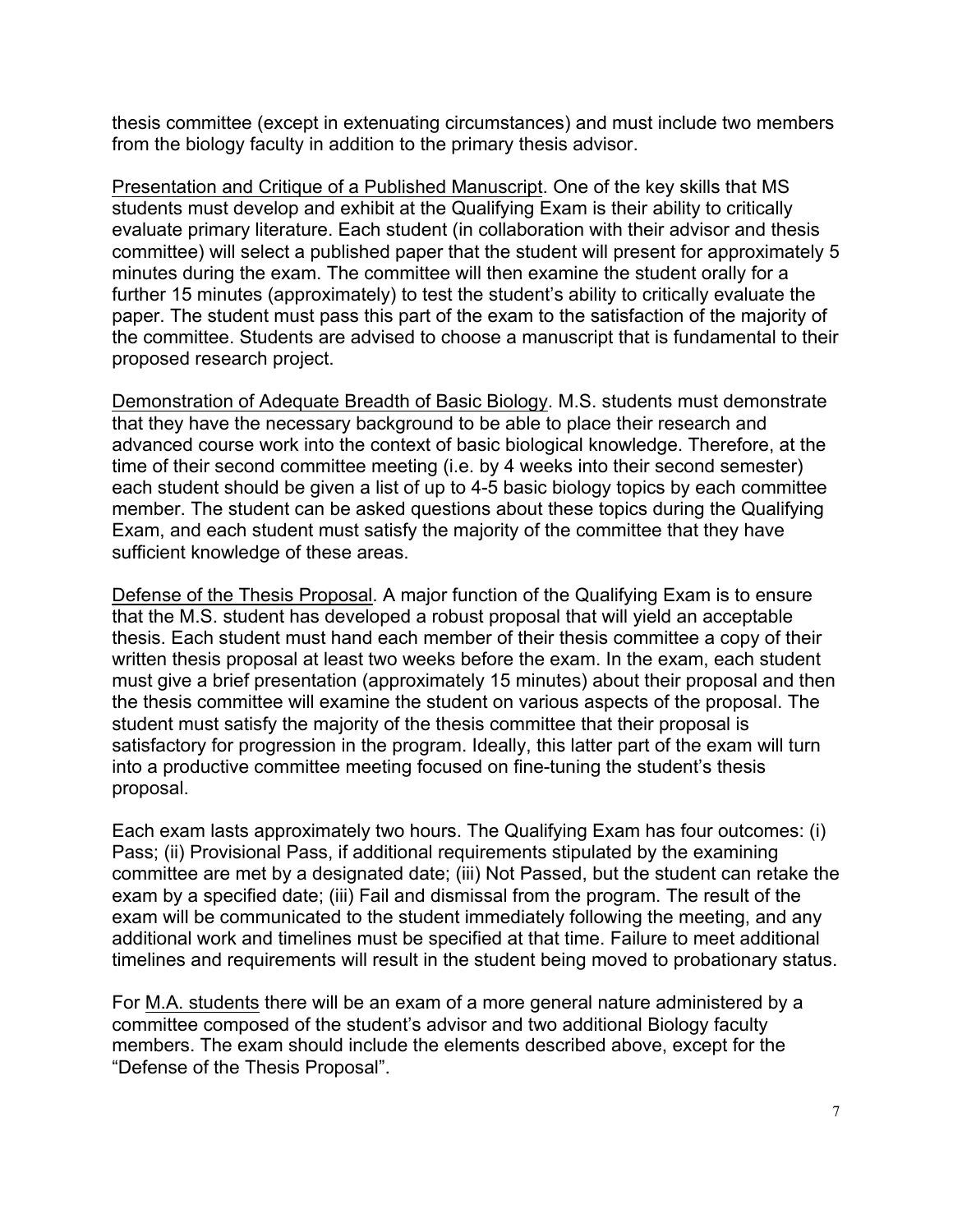thesis committee (except in extenuating circumstances) and must include two members from the biology faculty in addition to the primary thesis advisor.

Presentation and Critique of a Published Manuscript. One of the key skills that MS students must develop and exhibit at the Qualifying Exam is their ability to critically evaluate primary literature. Each student (in collaboration with their advisor and thesis committee) will select a published paper that the student will present for approximately 5 minutes during the exam. The committee will then examine the student orally for a further 15 minutes (approximately) to test the student's ability to critically evaluate the paper. The student must pass this part of the exam to the satisfaction of the majority of the committee. Students are advised to choose a manuscript that is fundamental to their proposed research project.

Demonstration of Adequate Breadth of Basic Biology. M.S. students must demonstrate that they have the necessary background to be able to place their research and advanced course work into the context of basic biological knowledge. Therefore, at the time of their second committee meeting (i.e. by 4 weeks into their second semester) each student should be given a list of up to 4-5 basic biology topics by each committee member. The student can be asked questions about these topics during the Qualifying Exam, and each student must satisfy the majority of the committee that they have sufficient knowledge of these areas.

Defense of the Thesis Proposal. A major function of the Qualifying Exam is to ensure that the M.S. student has developed a robust proposal that will yield an acceptable thesis. Each student must hand each member of their thesis committee a copy of their written thesis proposal at least two weeks before the exam. In the exam, each student must give a brief presentation (approximately 15 minutes) about their proposal and then the thesis committee will examine the student on various aspects of the proposal. The student must satisfy the majority of the thesis committee that their proposal is satisfactory for progression in the program. Ideally, this latter part of the exam will turn into a productive committee meeting focused on fine-tuning the student's thesis proposal.

Each exam lasts approximately two hours. The Qualifying Exam has four outcomes: (i) Pass; (ii) Provisional Pass, if additional requirements stipulated by the examining committee are met by a designated date; (iii) Not Passed, but the student can retake the exam by a specified date; (iii) Fail and dismissal from the program. The result of the exam will be communicated to the student immediately following the meeting, and any additional work and timelines must be specified at that time. Failure to meet additional timelines and requirements will result in the student being moved to probationary status.

For M.A. students there will be an exam of a more general nature administered by a committee composed of the student's advisor and two additional Biology faculty members. The exam should include the elements described above, except for the "Defense of the Thesis Proposal".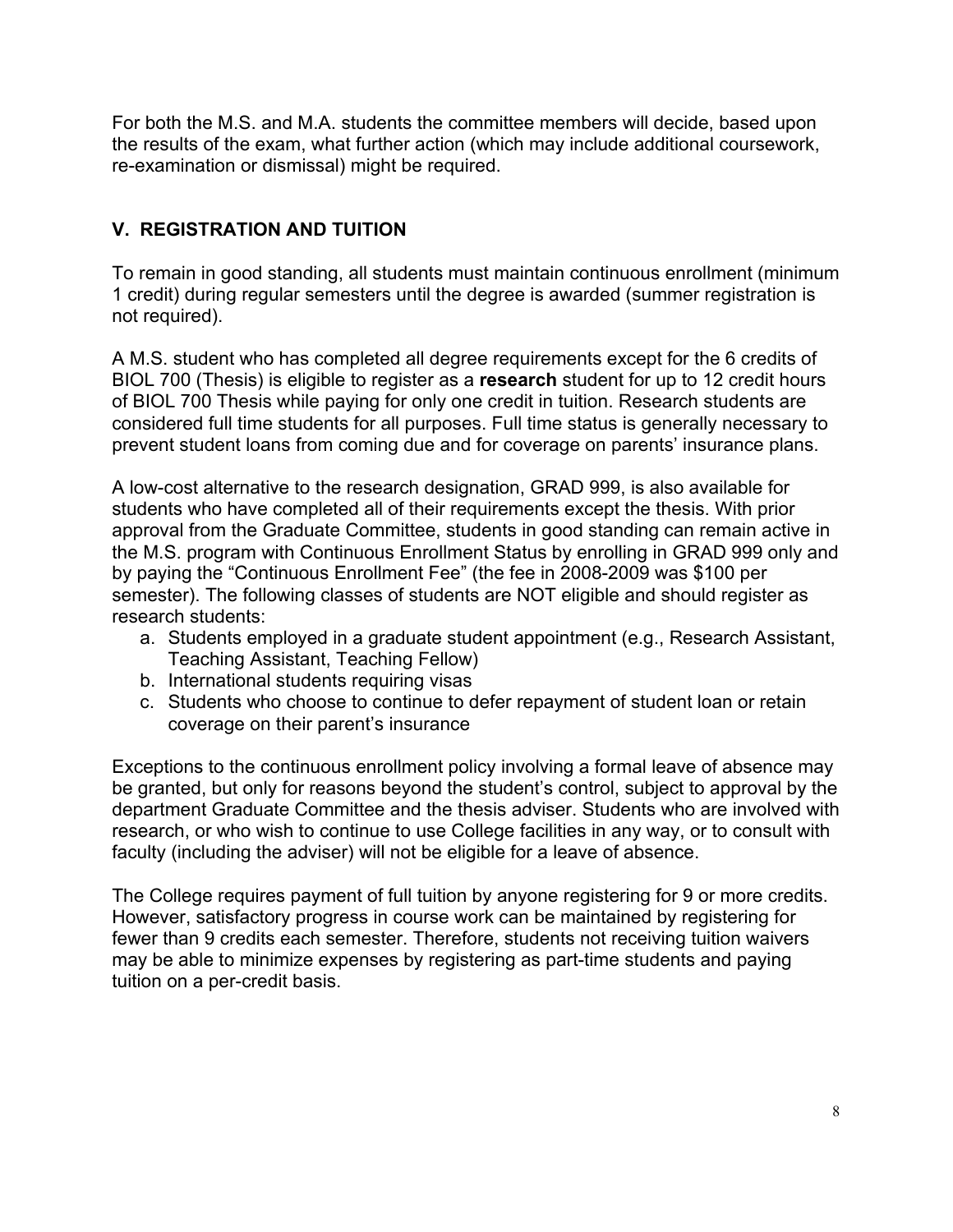For both the M.S. and M.A. students the committee members will decide, based upon the results of the exam, what further action (which may include additional coursework, re-examination or dismissal) might be required.

## V. REGISTRATION AND TUITION

To remain in good standing, all students must maintain continuous enrollment (minimum 1 credit) during regular semesters until the degree is awarded (summer registration is not required).

A M.S. student who has completed all degree requirements except for the 6 credits of BIOL 700 (Thesis) is eligible to register as a **research** student for up to 12 credit hours of BIOL 700 Thesis while paying for only one credit in tuition. Research students are considered full time students for all purposes. Full time status is generally necessary to prevent student loans from coming due and for coverage on parents' insurance plans.

A low-cost alternative to the research designation, GRAD 999, is also available for students who have completed all of their requirements except the thesis. With prior approval from the Graduate Committee, students in good standing can remain active in the M.S. program with Continuous Enrollment Status by enrolling in GRAD 999 only and by paying the "Continuous Enrollment Fee" (the fee in 2008-2009 was $100 per semester). The following classes of students are NOT eligible and should register as research students:

a. Students employed in a graduate student appointment (e.g., Research Assistant, Teaching Assistant, Teaching Fellow)
b. International students requiring visas
c. Students who choose to continue to defer repayment of student loan or retain coverage on their parent's insurance

Exceptions to the continuous enrollment policy involving a formal leave of absence may be granted, but only for reasons beyond the student's control, subject to approval by the department Graduate Committee and the thesis adviser. Students who are involved with research, or who wish to continue to use College facilities in any way, or to consult with faculty (including the adviser) will not be eligible for a leave of absence.

The College requires payment of full tuition by anyone registering for 9 or more credits. However, satisfactory progress in course work can be maintained by registering for fewer than 9 credits each semester. Therefore, students not receiving tuition waivers may be able to minimize expenses by registering as part-time students and paying tuition on a per-credit basis.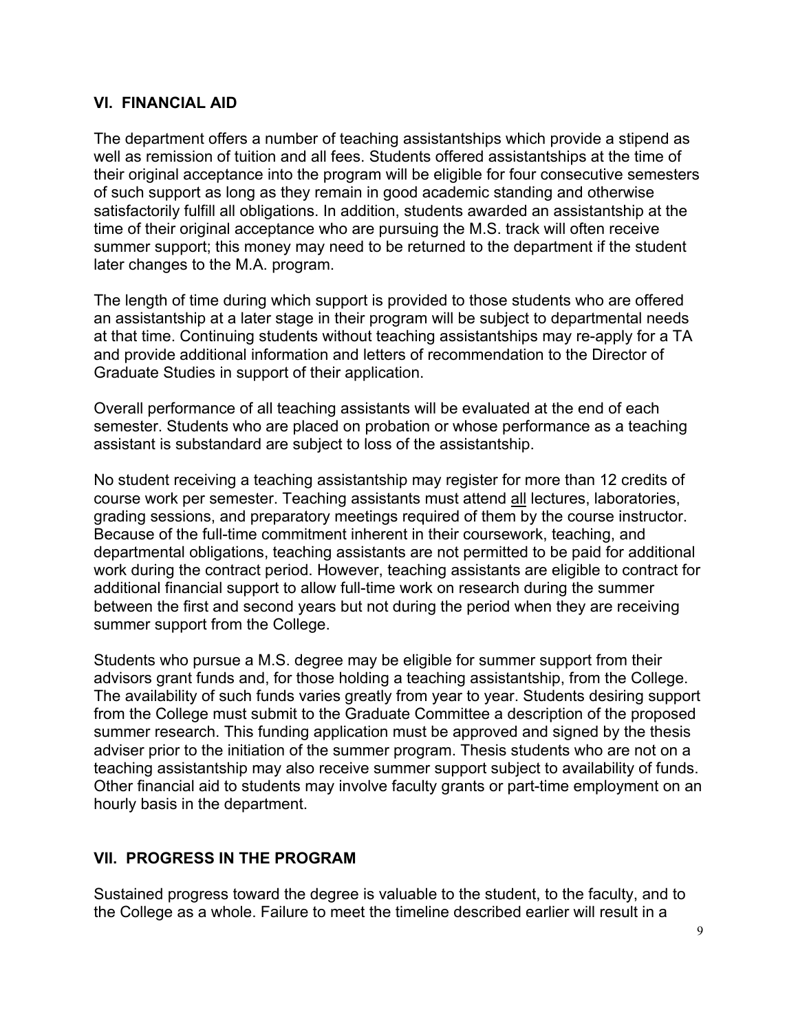## VI. FINANCIAL AID

The department offers a number of teaching assistantships which provide a stipend as well as remission of tuition and all fees. Students offered assistantships at the time of their original acceptance into the program will be eligible for four consecutive semesters of such support as long as they remain in good academic standing and otherwise satisfactorily fulfill all obligations. In addition, students awarded an assistantship at the time of their original acceptance who are pursuing the M.S. track will often receive summer support; this money may need to be returned to the department if the student later changes to the M.A. program.

The length of time during which support is provided to those students who are offered an assistantship at a later stage in their program will be subject to departmental needs at that time. Continuing students without teaching assistantships may re-apply for a TA and provide additional information and letters of recommendation to the Director of Graduate Studies in support of their application.

Overall performance of all teaching assistants will be evaluated at the end of each semester. Students who are placed on probation or whose performance as a teaching assistant is substandard are subject to loss of the assistantship.

No student receiving a teaching assistantship may register for more than 12 credits of course work per semester. Teaching assistants must attend <u>all</u> lectures, laboratories, grading sessions, and preparatory meetings required of them by the course instructor. Because of the full-time commitment inherent in their coursework, teaching, and departmental obligations, teaching assistants are not permitted to be paid for additional work during the contract period. However, teaching assistants are eligible to contract for additional financial support to allow full-time work on research during the summer between the first and second years but not during the period when they are receiving summer support from the College.

Students who pursue a M.S. degree may be eligible for summer support from their advisors grant funds and, for those holding a teaching assistantship, from the College. The availability of such funds varies greatly from year to year. Students desiring support from the College must submit to the Graduate Committee a description of the proposed summer research. This funding application must be approved and signed by the thesis adviser prior to the initiation of the summer program. Thesis students who are not on a teaching assistantship may also receive summer support subject to availability of funds. Other financial aid to students may involve faculty grants or part-time employment on an hourly basis in the department.

## VII. PROGRESS IN THE PROGRAM

Sustained progress toward the degree is valuable to the student, to the faculty, and to the College as a whole. Failure to meet the timeline described earlier will result in a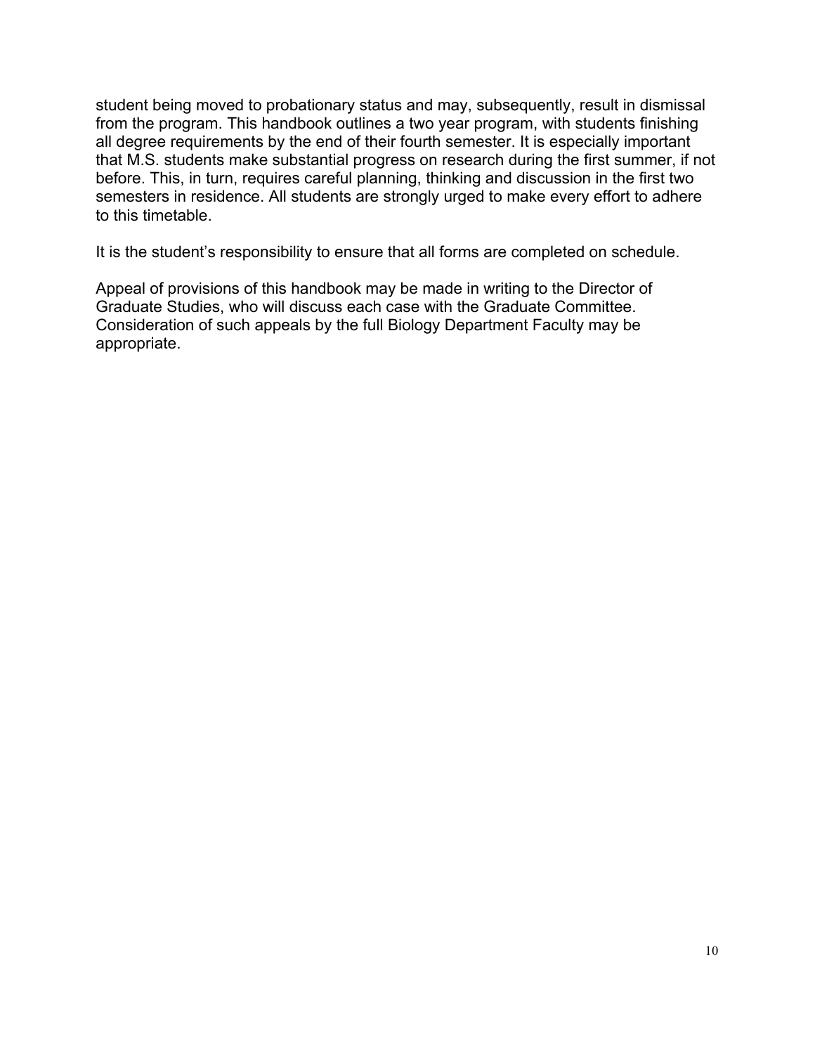student being moved to probationary status and may, subsequently, result in dismissal from the program. This handbook outlines a two year program, with students finishing all degree requirements by the end of their fourth semester. It is especially important that M.S. students make substantial progress on research during the first summer, if not before. This, in turn, requires careful planning, thinking and discussion in the first two semesters in residence. All students are strongly urged to make every effort to adhere to this timetable.

It is the student's responsibility to ensure that all forms are completed on schedule.

Appeal of provisions of this handbook may be made in writing to the Director of Graduate Studies, who will discuss each case with the Graduate Committee. Consideration of such appeals by the full Biology Department Faculty may be appropriate.